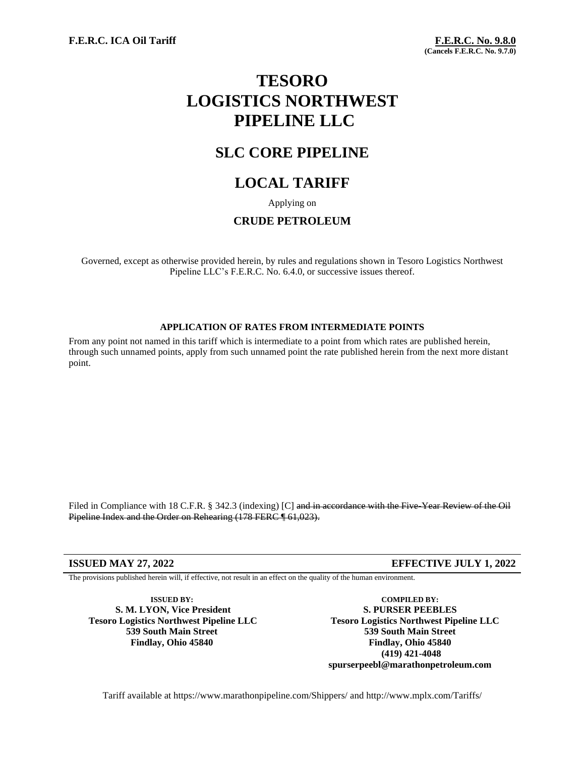**F.E.R.C. ICA Oil Tariff**

**F.E.R.C. No. 9.8.0**
**(Cancels F.E.R.C. No. 9.7.0)**

# TESORO LOGISTICS NORTHWEST PIPELINE LLC

## SLC CORE PIPELINE

## LOCAL TARIFF

Applying on

**CRUDE PETROLEUM**

Governed, except as otherwise provided herein, by rules and regulations shown in Tesoro Logistics Northwest Pipeline LLC's F.E.R.C. No. 6.4.0, or successive issues thereof.

**APPLICATION OF RATES FROM INTERMEDIATE POINTS**

From any point not named in this tariff which is intermediate to a point from which rates are published herein, through such unnamed points, apply from such unnamed point the rate published herein from the next more distant point.

Filed in Compliance with 18 C.F.R. § 342.3 (indexing) [C] ~~and in accordance with the Five-Year Review of the Oil Pipeline Index and the Order on Rehearing (178 FERC ¶ 61,023).~~

**ISSUED MAY 27, 2022** | **EFFECTIVE JULY 1, 2022**

The provisions published herein will, if effective, not result in an effect on the quality of the human environment.

**ISSUED BY:**
**S. M. LYON, Vice President**
**Tesoro Logistics Northwest Pipeline LLC**
**539 South Main Street**
**Findlay, Ohio 45840**

**COMPILED BY:**
**S. PURSER PEEBLES**
**Tesoro Logistics Northwest Pipeline LLC**
**539 South Main Street**
**Findlay, Ohio 45840**
**(419) 421-4048**
**spurserpeebl@marathonpetroleum.com**

Tariff available at https://www.marathonpipeline.com/Shippers/ and http://www.mplx.com/Tariffs/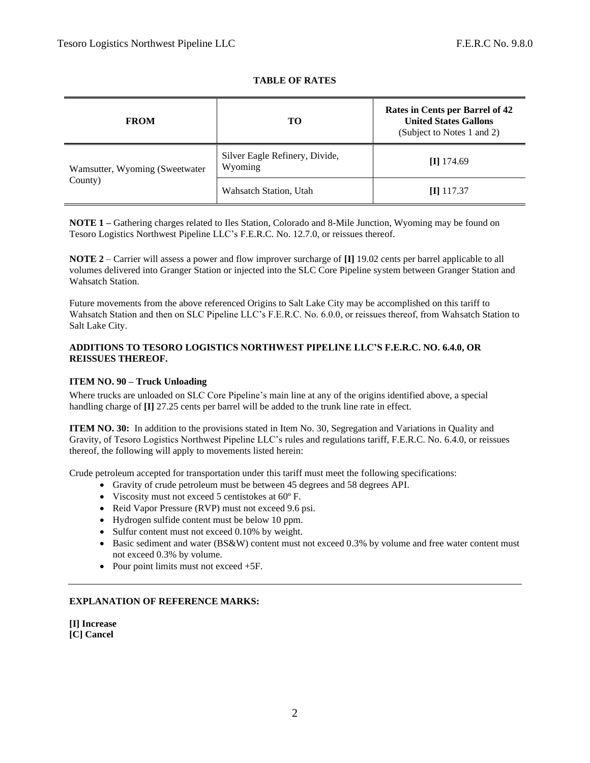## TABLE OF RATES

| FROM | TO | **Rates in Cents per Barrel of 42 United States Gallons** (Subject to Notes 1 and 2) |
|---|---|---|
| Wamsutter, Wyoming (Sweetwater County) | Silver Eagle Refinery, Divide, Wyoming | **[I]** 174.69 |
| | Wahsatch Station, Utah | **[I]** 117.37 |

**NOTE 1 –** Gathering charges related to Iles Station, Colorado and 8-Mile Junction, Wyoming may be found on Tesoro Logistics Northwest Pipeline LLC's F.E.R.C. No. 12.7.0, or reissues thereof.

**NOTE 2** – Carrier will assess a power and flow improver surcharge of **[I]** 19.02 cents per barrel applicable to all volumes delivered into Granger Station or injected into the SLC Core Pipeline system between Granger Station and Wahsatch Station.

Future movements from the above referenced Origins to Salt Lake City may be accomplished on this tariff to Wahsatch Station and then on SLC Pipeline LLC's F.E.R.C. No. 6.0.0, or reissues thereof, from Wahsatch Station to Salt Lake City.

### ADDITIONS TO TESORO LOGISTICS NORTHWEST PIPELINE LLC'S F.E.R.C. NO. 6.4.0, OR REISSUES THEREOF.

**ITEM NO. 90 – Truck Unloading**

Where trucks are unloaded on SLC Core Pipeline's main line at any of the origins identified above, a special handling charge of **[I]** 27.25 cents per barrel will be added to the trunk line rate in effect.

**ITEM NO. 30:** In addition to the provisions stated in Item No. 30, Segregation and Variations in Quality and Gravity, of Tesoro Logistics Northwest Pipeline LLC's rules and regulations tariff, F.E.R.C. No. 6.4.0, or reissues thereof, the following will apply to movements listed herein:

Crude petroleum accepted for transportation under this tariff must meet the following specifications:

- Gravity of crude petroleum must be between 45 degrees and 58 degrees API.
- Viscosity must not exceed 5 centistokes at 60º F.
- Reid Vapor Pressure (RVP) must not exceed 9.6 psi.
- Hydrogen sulfide content must be below 10 ppm.
- Sulfur content must not exceed 0.10% by weight.
- Basic sediment and water (BS&W) content must not exceed 0.3% by volume and free water content must not exceed 0.3% by volume.
- Pour point limits must not exceed +5F.

---

**EXPLANATION OF REFERENCE MARKS:**

**[I] Increase**
**[C] Cancel**